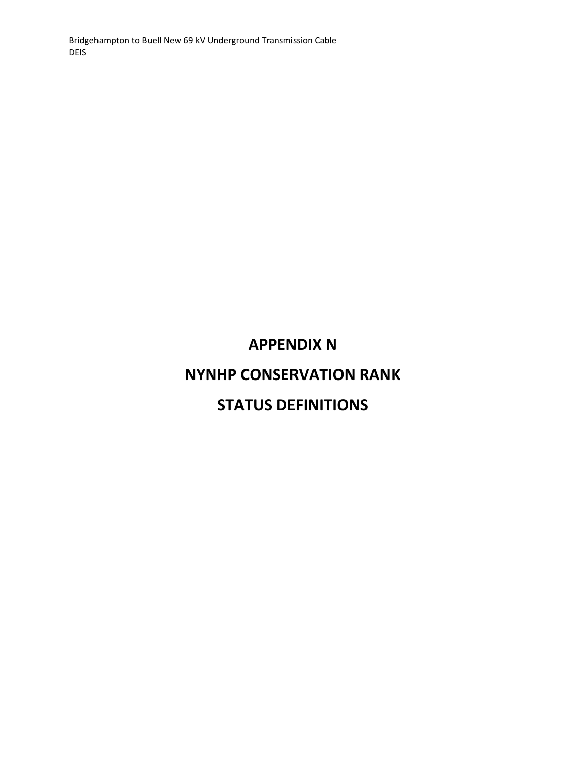# APPENDIX N

# NYNHP CONSERVATION RANK

# STATUS DEFINITIONS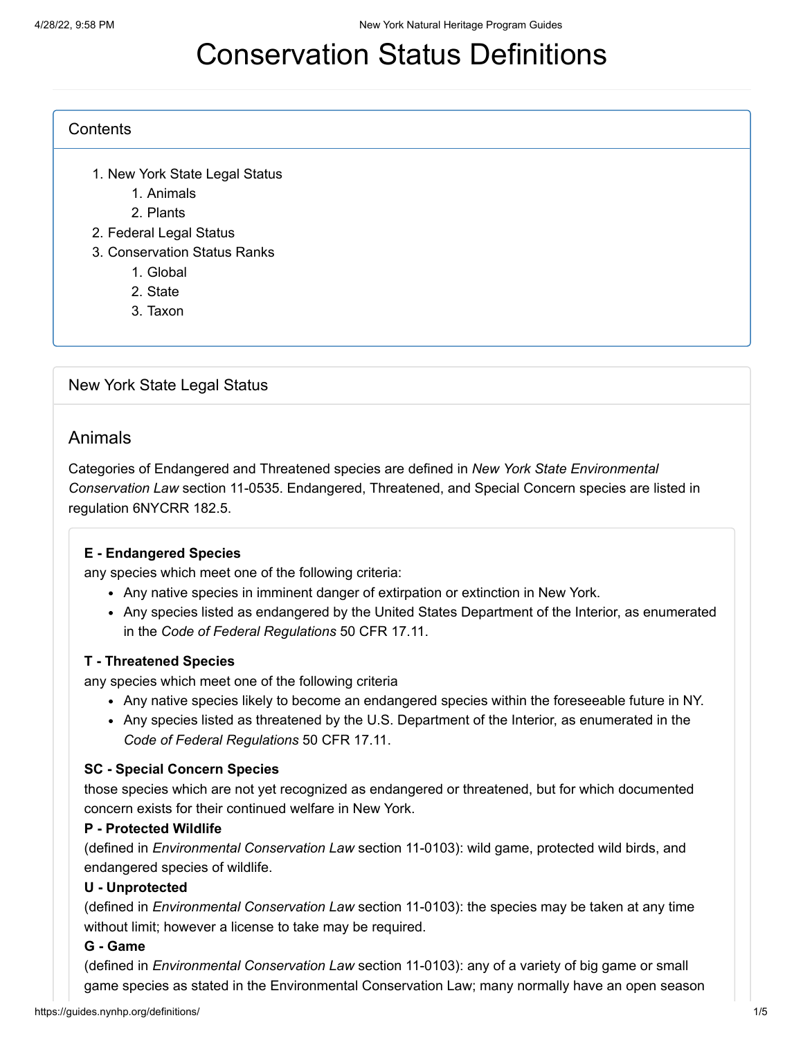# Conservation Status Definitions

Contents

1. New York State Legal Status
   1. Animals
   2. Plants
2. Federal Legal Status
3. Conservation Status Ranks
   1. Global
   2. State
   3. Taxon

## New York State Legal Status

### Animals

Categories of Endangered and Threatened species are defined in *New York State Environmental Conservation Law* section 11-0535. Endangered, Threatened, and Special Concern species are listed in regulation 6NYCRR 182.5.

**E - Endangered Species**
any species which meet one of the following criteria:

- Any native species in imminent danger of extirpation or extinction in New York.
- Any species listed as endangered by the United States Department of the Interior, as enumerated in the *Code of Federal Regulations* 50 CFR 17.11.

**T - Threatened Species**
any species which meet one of the following criteria

- Any native species likely to become an endangered species within the foreseeable future in NY.
- Any species listed as threatened by the U.S. Department of the Interior, as enumerated in the *Code of Federal Regulations* 50 CFR 17.11.

**SC - Special Concern Species**
those species which are not yet recognized as endangered or threatened, but for which documented concern exists for their continued welfare in New York.

**P - Protected Wildlife**
(defined in *Environmental Conservation Law* section 11-0103): wild game, protected wild birds, and endangered species of wildlife.

**U - Unprotected**
(defined in *Environmental Conservation Law* section 11-0103): the species may be taken at any time without limit; however a license to take may be required.

**G - Game**
(defined in *Environmental Conservation Law* section 11-0103): any of a variety of big game or small game species as stated in the Environmental Conservation Law; many normally have an open season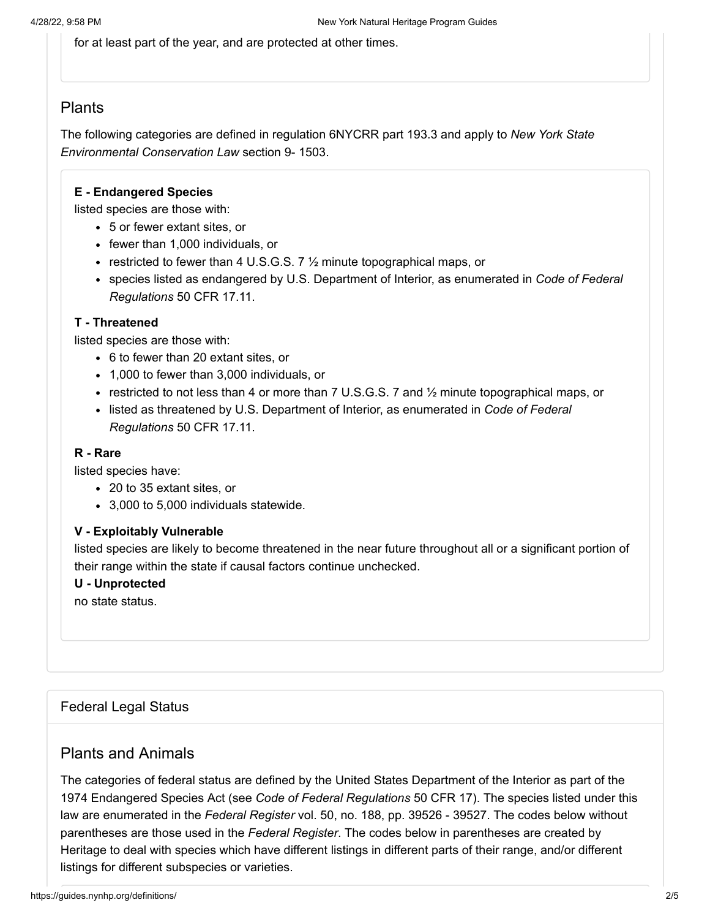for at least part of the year, and are protected at other times.

## Plants

The following categories are defined in regulation 6NYCRR part 193.3 and apply to *New York State Environmental Conservation Law* section 9- 1503.

**E - Endangered Species**
listed species are those with:

- 5 or fewer extant sites, or
- fewer than 1,000 individuals, or
- restricted to fewer than 4 U.S.G.S. 7 ½ minute topographical maps, or
- species listed as endangered by U.S. Department of Interior, as enumerated in *Code of Federal Regulations* 50 CFR 17.11.

**T - Threatened**
listed species are those with:

- 6 to fewer than 20 extant sites, or
- 1,000 to fewer than 3,000 individuals, or
- restricted to not less than 4 or more than 7 U.S.G.S. 7 and ½ minute topographical maps, or
- listed as threatened by U.S. Department of Interior, as enumerated in *Code of Federal Regulations* 50 CFR 17.11.

**R - Rare**
listed species have:

- 20 to 35 extant sites, or
- 3,000 to 5,000 individuals statewide.

**V - Exploitably Vulnerable**
listed species are likely to become threatened in the near future throughout all or a significant portion of their range within the state if causal factors continue unchecked.

**U - Unprotected**
no state status.

Federal Legal Status

## Plants and Animals

The categories of federal status are defined by the United States Department of the Interior as part of the 1974 Endangered Species Act (see *Code of Federal Regulations* 50 CFR 17). The species listed under this law are enumerated in the *Federal Register* vol. 50, no. 188, pp. 39526 - 39527. The codes below without parentheses are those used in the *Federal Register*. The codes below in parentheses are created by Heritage to deal with species which have different listings in different parts of their range, and/or different listings for different subspecies or varieties.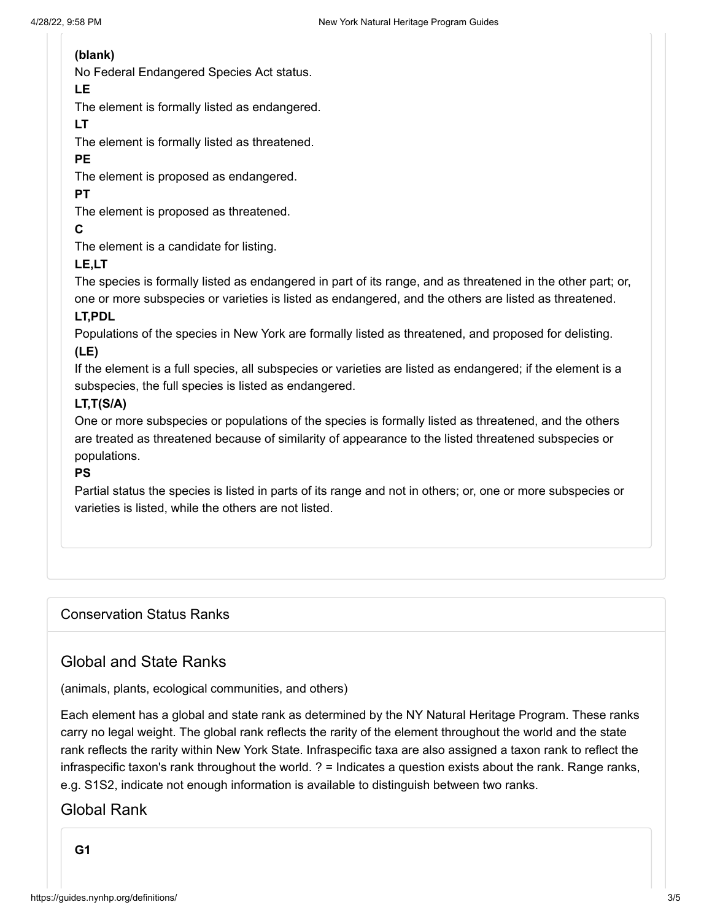**(blank)**

No Federal Endangered Species Act status.

**LE**

The element is formally listed as endangered.

**LT**

The element is formally listed as threatened.

**PE**

The element is proposed as endangered.

**PT**

The element is proposed as threatened.

**C**

The element is a candidate for listing.

**LE,LT**

The species is formally listed as endangered in part of its range, and as threatened in the other part; or, one or more subspecies or varieties is listed as endangered, and the others are listed as threatened.

**LT,PDL**

Populations of the species in New York are formally listed as threatened, and proposed for delisting.

**(LE)**

If the element is a full species, all subspecies or varieties are listed as endangered; if the element is a subspecies, the full species is listed as endangered.

**LT,T(S/A)**

One or more subspecies or populations of the species is formally listed as threatened, and the others are treated as threatened because of similarity of appearance to the listed threatened subspecies or populations.

**PS**

Partial status the species is listed in parts of its range and not in others; or, one or more subspecies or varieties is listed, while the others are not listed.

Conservation Status Ranks

## Global and State Ranks

(animals, plants, ecological communities, and others)

Each element has a global and state rank as determined by the NY Natural Heritage Program. These ranks carry no legal weight. The global rank reflects the rarity of the element throughout the world and the state rank reflects the rarity within New York State. Infraspecific taxa are also assigned a taxon rank to reflect the infraspecific taxon's rank throughout the world. ? = Indicates a question exists about the rank. Range ranks, e.g. S1S2, indicate not enough information is available to distinguish between two ranks.

## Global Rank

**G1**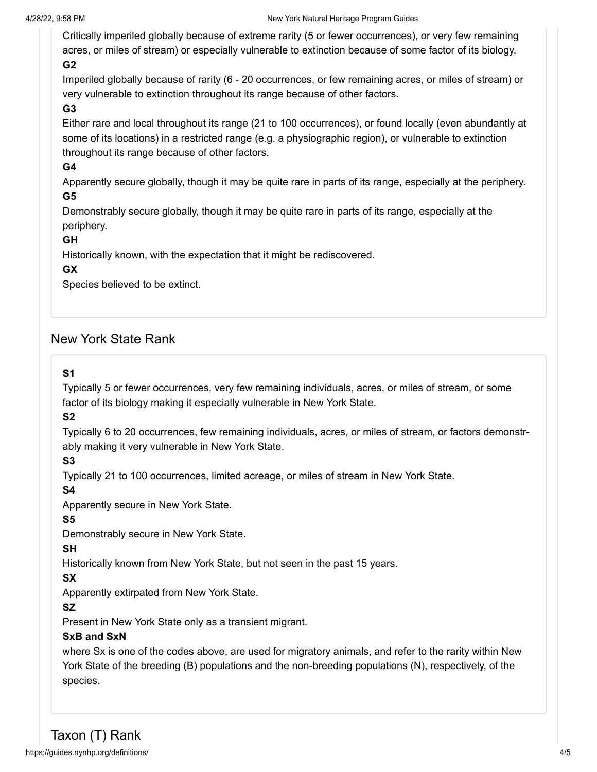Critically imperiled globally because of extreme rarity (5 or fewer occurrences), or very few remaining acres, or miles of stream) or especially vulnerable to extinction because of some factor of its biology.

**G2**

Imperiled globally because of rarity (6 - 20 occurrences, or few remaining acres, or miles of stream) or very vulnerable to extinction throughout its range because of other factors.

**G3**

Either rare and local throughout its range (21 to 100 occurrences), or found locally (even abundantly at some of its locations) in a restricted range (e.g. a physiographic region), or vulnerable to extinction throughout its range because of other factors.

**G4**

Apparently secure globally, though it may be quite rare in parts of its range, especially at the periphery.

**G5**

Demonstrably secure globally, though it may be quite rare in parts of its range, especially at the periphery.

**GH**

Historically known, with the expectation that it might be rediscovered.

**GX**

Species believed to be extinct.

## New York State Rank

**S1**

Typically 5 or fewer occurrences, very few remaining individuals, acres, or miles of stream, or some factor of its biology making it especially vulnerable in New York State.

**S2**

Typically 6 to 20 occurrences, few remaining individuals, acres, or miles of stream, or factors demonstrably making it very vulnerable in New York State.

**S3**

Typically 21 to 100 occurrences, limited acreage, or miles of stream in New York State.

**S4**

Apparently secure in New York State.

**S5**

Demonstrably secure in New York State.

**SH**

Historically known from New York State, but not seen in the past 15 years.

**SX**

Apparently extirpated from New York State.

**SZ**

Present in New York State only as a transient migrant.

**SxB and SxN**

where Sx is one of the codes above, are used for migratory animals, and refer to the rarity within New York State of the breeding (B) populations and the non-breeding populations (N), respectively, of the species.

## Taxon (T) Rank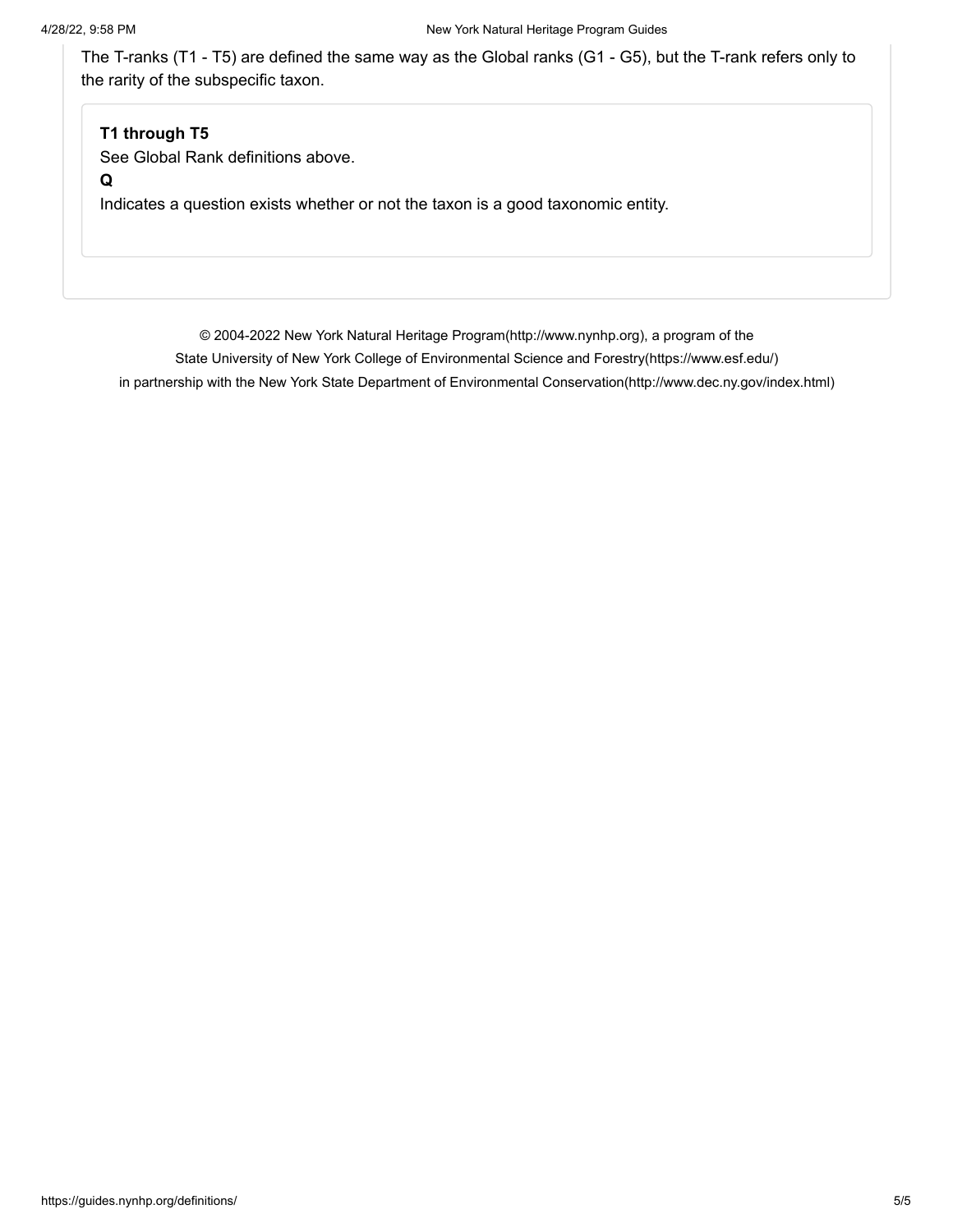The T-ranks (T1 - T5) are defined the same way as the Global ranks (G1 - G5), but the T-rank refers only to the rarity of the subspecific taxon.

**T1 through T5**
See Global Rank definitions above.

**Q**
Indicates a question exists whether or not the taxon is a good taxonomic entity.

© 2004-2022 New York Natural Heritage Program(http://www.nynhp.org), a program of the State University of New York College of Environmental Science and Forestry(https://www.esf.edu/) in partnership with the New York State Department of Environmental Conservation(http://www.dec.ny.gov/index.html)